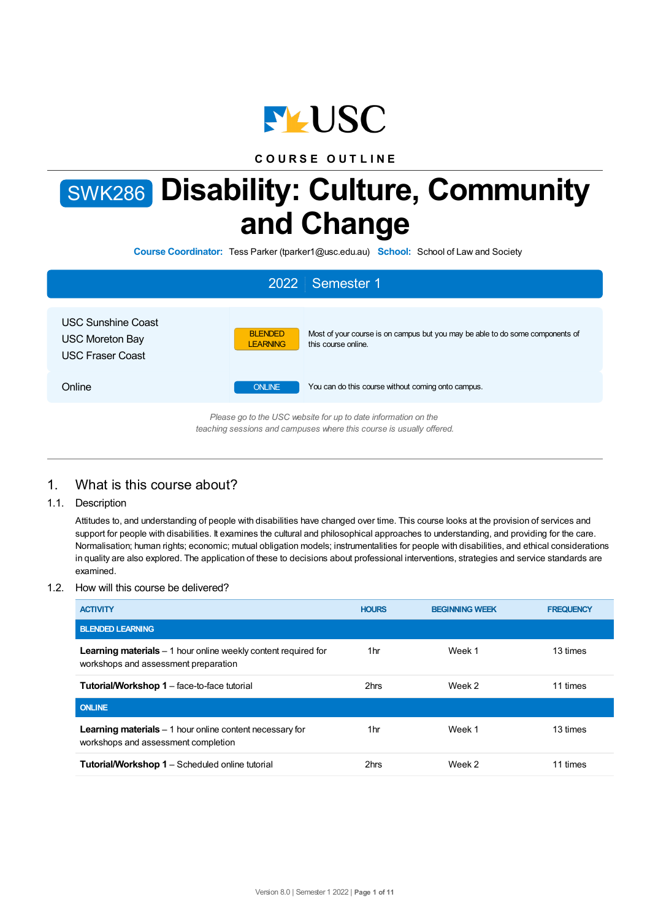COURSE OUTLINE

# SWK286 Disability: Culture, Community and Change

**Course Coordinator:** Tess Parker (tparker1@usc.edu.au) **School:** School of Law and Society

## 2022 | Semester 1

| | | |
|---|---|---|
| USC Sunshine Coast<br>USC Moreton Bay<br>USC Fraser Coast | BLENDED LEARNING | Most of your course is on campus but you may be able to do some components of this course online. |
| Online | ONLINE | You can do this course without coming onto campus. |

*Please go to the USC website for up to date information on the teaching sessions and campuses where this course is usually offered.*

## 1. What is this course about?

### 1.1. Description

Attitudes to, and understanding of people with disabilities have changed over time. This course looks at the provision of services and support for people with disabilities. It examines the cultural and philosophical approaches to understanding, and providing for the care. Normalisation; human rights; economic; mutual obligation models; instrumentalities for people with disabilities, and ethical considerations in quality are also explored. The application of these to decisions about professional interventions, strategies and service standards are examined.

### 1.2. How will this course be delivered?

| ACTIVITY | HOURS | BEGINNING WEEK | FREQUENCY |
|---|---|---|---|
| **BLENDED LEARNING** | | | |
| **Learning materials** – 1 hour online weekly content required for workshops and assessment preparation | 1hr | Week 1 | 13 times |
| **Tutorial/Workshop 1** – face-to-face tutorial | 2hrs | Week 2 | 11 times |
| **ONLINE** | | | |
| **Learning materials** – 1 hour online content necessary for workshops and assessment completion | 1hr | Week 1 | 13 times |
| **Tutorial/Workshop 1** – Scheduled online tutorial | 2hrs | Week 2 | 11 times |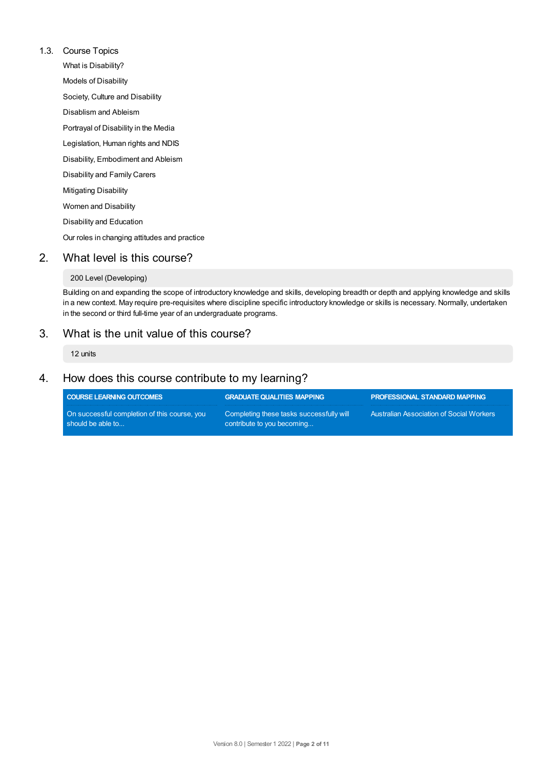### 1.3. Course Topics

What is Disability?

Models of Disability

Society, Culture and Disability

Disablism and Ableism

Portrayal of Disability in the Media

Legislation, Human rights and NDIS

Disability, Embodiment and Ableism

Disability and Family Carers

Mitigating Disability

Women and Disability

Disability and Education

Our roles in changing attitudes and practice

## 2. What level is this course?

200 Level (Developing)

Building on and expanding the scope of introductory knowledge and skills, developing breadth or depth and applying knowledge and skills in a new context. May require pre-requisites where discipline specific introductory knowledge or skills is necessary. Normally, undertaken in the second or third full-time year of an undergraduate programs.

## 3. What is the unit value of this course?

12 units

## 4. How does this course contribute to my learning?

| COURSE LEARNING OUTCOMES | GRADUATE QUALITIES MAPPING | PROFESSIONAL STANDARD MAPPING |
|---|---|---|
| On successful completion of this course, you should be able to... | Completing these tasks successfully will contribute to you becoming... | Australian Association of Social Workers |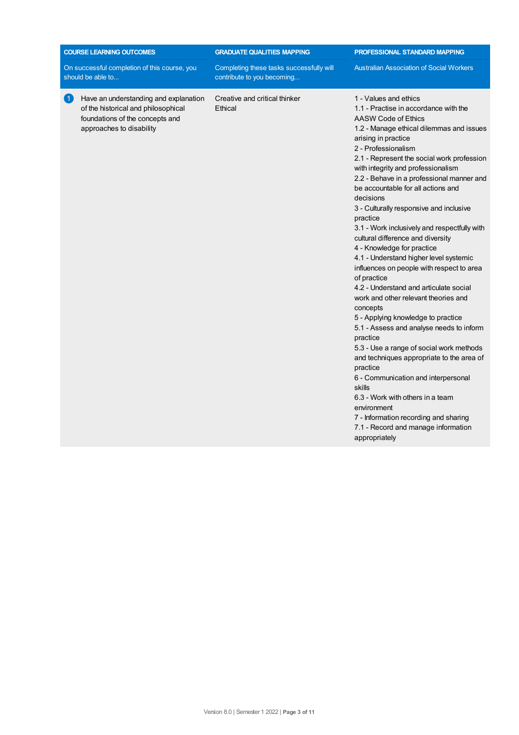| COURSE LEARNING OUTCOMES | GRADUATE QUALITIES MAPPING | PROFESSIONAL STANDARD MAPPING |
|---|---|---|
| On successful completion of this course, you should be able to... | Completing these tasks successfully will contribute to you becoming... | Australian Association of Social Workers |
| 1 Have an understanding and explanation of the historical and philosophical foundations of the concepts and approaches to disability | Creative and critical thinker<br>Ethical | 1 - Values and ethics<br>1.1 - Practise in accordance with the AASW Code of Ethics<br>1.2 - Manage ethical dilemmas and issues arising in practice<br>2 - Professionalism<br>2.1 - Represent the social work profession with integrity and professionalism<br>2.2 - Behave in a professional manner and be accountable for all actions and decisions<br>3 - Culturally responsive and inclusive practice<br>3.1 - Work inclusively and respectfully with cultural difference and diversity<br>4 - Knowledge for practice<br>4.1 - Understand higher level systemic influences on people with respect to area of practice<br>4.2 - Understand and articulate social work and other relevant theories and concepts<br>5 - Applying knowledge to practice<br>5.1 - Assess and analyse needs to inform practice<br>5.3 - Use a range of social work methods and techniques appropriate to the area of practice<br>6 - Communication and interpersonal skills<br>6.3 - Work with others in a team environment<br>7 - Information recording and sharing<br>7.1 - Record and manage information appropriately |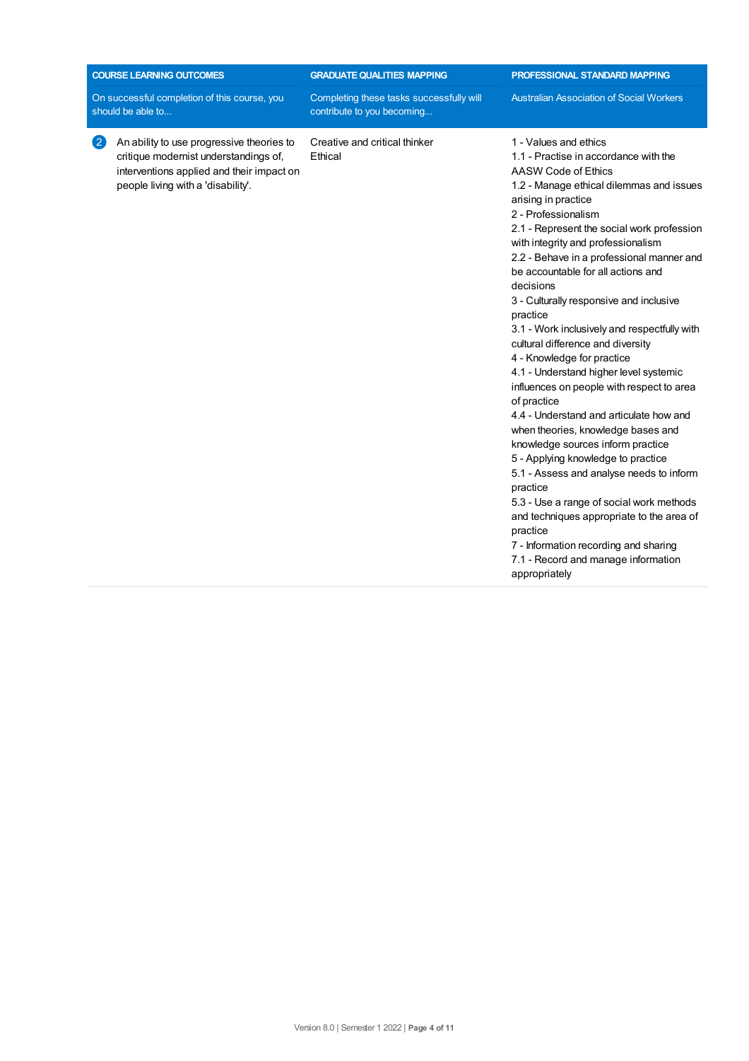| COURSE LEARNING OUTCOMES<br>On successful completion of this course, you should be able to... | GRADUATE QUALITIES MAPPING<br>Completing these tasks successfully will contribute to you becoming... | PROFESSIONAL STANDARD MAPPING<br>Australian Association of Social Workers |
|---|---|---|
| 2 An ability to use progressive theories to critique modernist understandings of, interventions applied and their impact on people living with a 'disability'. | Creative and critical thinker<br>Ethical | 1 - Values and ethics<br>1.1 - Practise in accordance with the AASW Code of Ethics<br>1.2 - Manage ethical dilemmas and issues arising in practice<br>2 - Professionalism<br>2.1 - Represent the social work profession with integrity and professionalism<br>2.2 - Behave in a professional manner and be accountable for all actions and decisions<br>3 - Culturally responsive and inclusive practice<br>3.1 - Work inclusively and respectfully with cultural difference and diversity<br>4 - Knowledge for practice<br>4.1 - Understand higher level systemic influences on people with respect to area of practice<br>4.4 - Understand and articulate how and when theories, knowledge bases and knowledge sources inform practice<br>5 - Applying knowledge to practice<br>5.1 - Assess and analyse needs to inform practice<br>5.3 - Use a range of social work methods and techniques appropriate to the area of practice<br>7 - Information recording and sharing<br>7.1 - Record and manage information appropriately |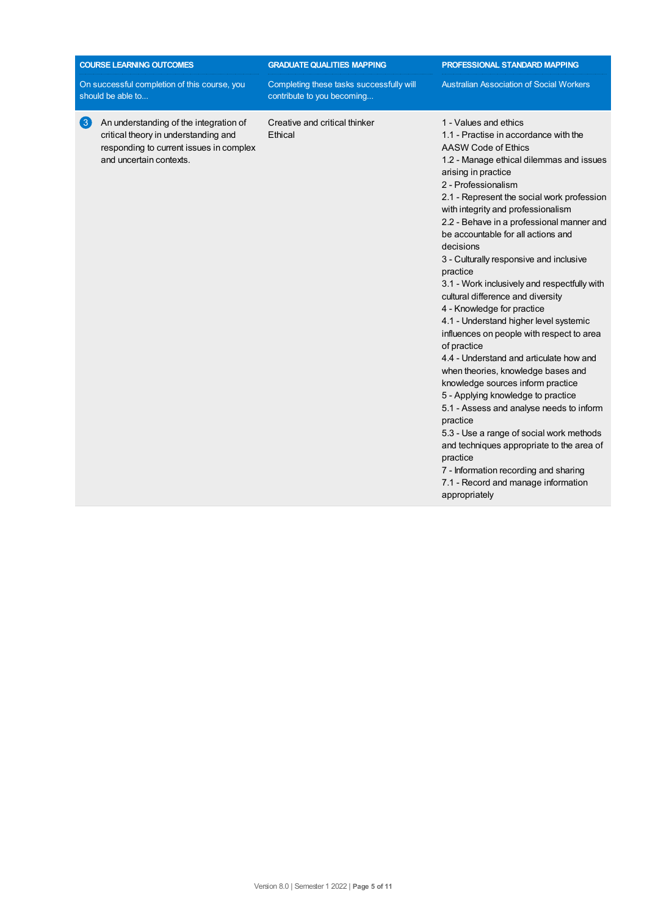| COURSE LEARNING OUTCOMES<br>On successful completion of this course, you should be able to... | GRADUATE QUALITIES MAPPING<br>Completing these tasks successfully will contribute to you becoming... | PROFESSIONAL STANDARD MAPPING<br>Australian Association of Social Workers |
| --- | --- | --- |
| 3 An understanding of the integration of critical theory in understanding and responding to current issues in complex and uncertain contexts. | Creative and critical thinker<br>Ethical | 1 - Values and ethics<br>1.1 - Practise in accordance with the AASW Code of Ethics<br>1.2 - Manage ethical dilemmas and issues arising in practice<br>2 - Professionalism<br>2.1 - Represent the social work profession with integrity and professionalism<br>2.2 - Behave in a professional manner and be accountable for all actions and decisions<br>3 - Culturally responsive and inclusive practice<br>3.1 - Work inclusively and respectfully with cultural difference and diversity<br>4 - Knowledge for practice<br>4.1 - Understand higher level systemic influences on people with respect to area of practice<br>4.4 - Understand and articulate how and when theories, knowledge bases and knowledge sources inform practice<br>5 - Applying knowledge to practice<br>5.1 - Assess and analyse needs to inform practice<br>5.3 - Use a range of social work methods and techniques appropriate to the area of practice<br>7 - Information recording and sharing<br>7.1 - Record and manage information appropriately |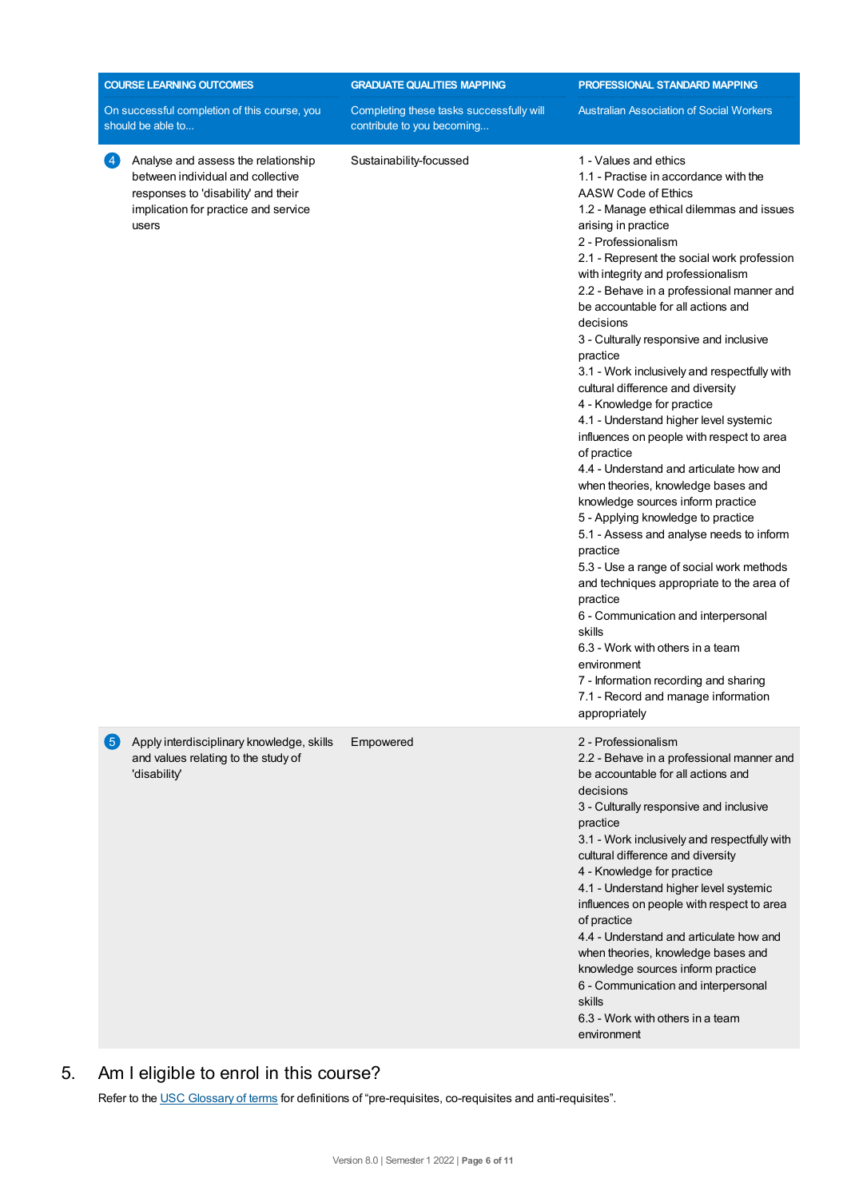| COURSE LEARNING OUTCOMES<br>On successful completion of this course, you should be able to... | GRADUATE QUALITIES MAPPING<br>Completing these tasks successfully will contribute to you becoming... | PROFESSIONAL STANDARD MAPPING<br>Australian Association of Social Workers |
|---|---|---|
| 4 Analyse and assess the relationship between individual and collective responses to 'disability' and their implication for practice and service users | Sustainability-focussed | 1 - Values and ethics<br>1.1 - Practise in accordance with the AASW Code of Ethics<br>1.2 - Manage ethical dilemmas and issues arising in practice<br>2 - Professionalism<br>2.1 - Represent the social work profession with integrity and professionalism<br>2.2 - Behave in a professional manner and be accountable for all actions and decisions<br>3 - Culturally responsive and inclusive practice<br>3.1 - Work inclusively and respectfully with cultural difference and diversity<br>4 - Knowledge for practice<br>4.1 - Understand higher level systemic influences on people with respect to area of practice<br>4.4 - Understand and articulate how and when theories, knowledge bases and knowledge sources inform practice<br>5 - Applying knowledge to practice<br>5.1 - Assess and analyse needs to inform practice<br>5.3 - Use a range of social work methods and techniques appropriate to the area of practice<br>6 - Communication and interpersonal skills<br>6.3 - Work with others in a team environment<br>7 - Information recording and sharing<br>7.1 - Record and manage information appropriately |
| 5 Apply interdisciplinary knowledge, skills and values relating to the study of 'disability' | Empowered | 2 - Professionalism<br>2.2 - Behave in a professional manner and be accountable for all actions and decisions<br>3 - Culturally responsive and inclusive practice<br>3.1 - Work inclusively and respectfully with cultural difference and diversity<br>4 - Knowledge for practice<br>4.1 - Understand higher level systemic influences on people with respect to area of practice<br>4.4 - Understand and articulate how and when theories, knowledge bases and knowledge sources inform practice<br>6 - Communication and interpersonal skills<br>6.3 - Work with others in a team environment |

## 5. Am I eligible to enrol in this course?

Refer to the USC Glossary of terms for definitions of "pre-requisites, co-requisites and anti-requisites".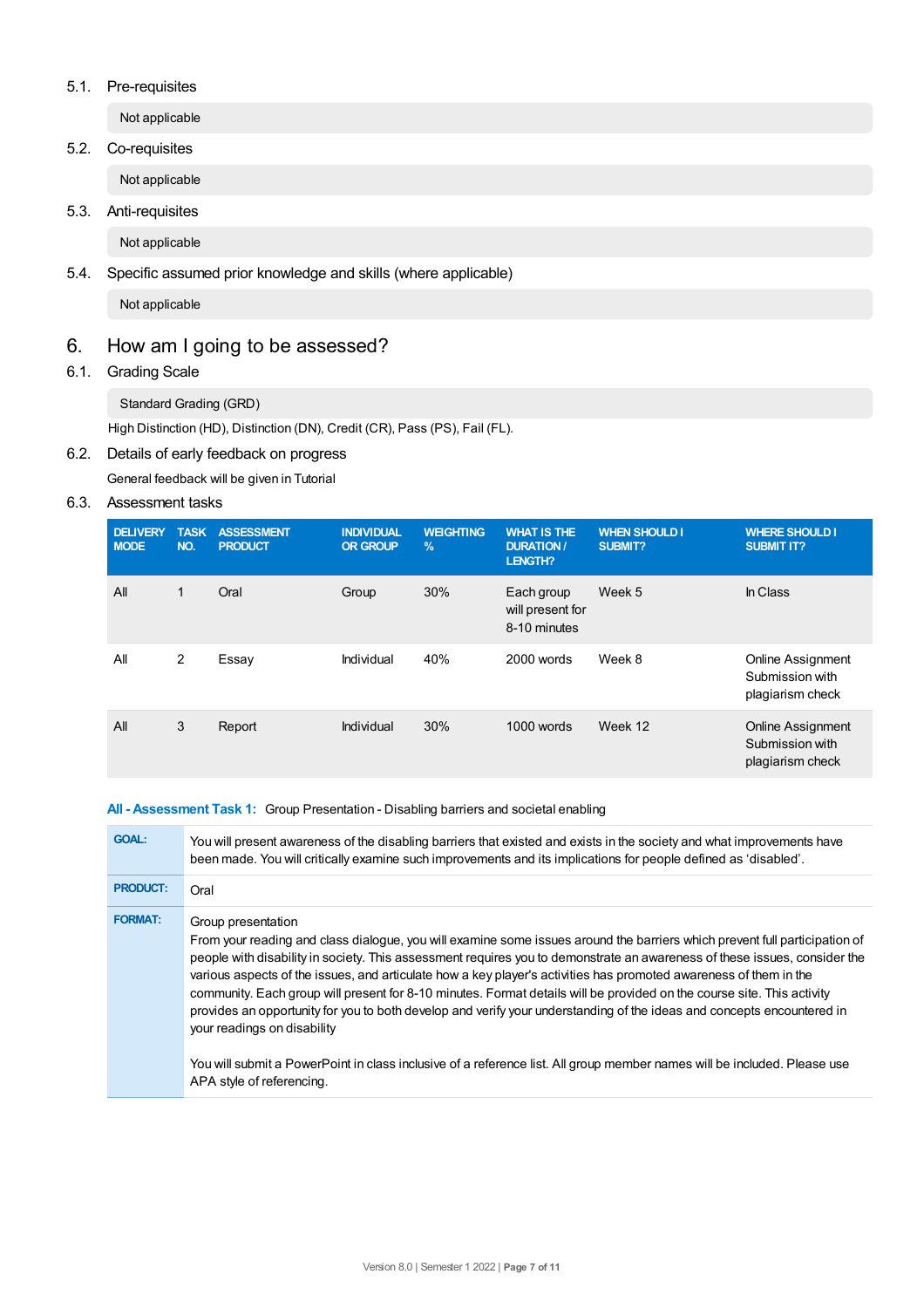### 5.1. Pre-requisites

Not applicable

### 5.2. Co-requisites

Not applicable

### 5.3. Anti-requisites

Not applicable

### 5.4. Specific assumed prior knowledge and skills (where applicable)

Not applicable

## 6. How am I going to be assessed?

### 6.1. Grading Scale

Standard Grading (GRD)

High Distinction (HD), Distinction (DN), Credit (CR), Pass (PS), Fail (FL).

### 6.2. Details of early feedback on progress

General feedback will be given in Tutorial

### 6.3. Assessment tasks

| DELIVERY MODE | TASK NO. | ASSESSMENT PRODUCT | INDIVIDUAL OR GROUP | WEIGHTING % | WHAT IS THE DURATION / LENGTH? | WHEN SHOULD I SUBMIT? | WHERE SHOULD I SUBMIT IT? |
|---|---|---|---|---|---|---|---|
| All | 1 | Oral | Group | 30% | Each group will present for 8-10 minutes | Week 5 | In Class |
| All | 2 | Essay | Individual | 40% | 2000 words | Week 8 | Online Assignment Submission with plagiarism check |
| All | 3 | Report | Individual | 30% | 1000 words | Week 12 | Online Assignment Submission with plagiarism check |

**All - Assessment Task 1:** Group Presentation - Disabling barriers and societal enabling

| | |
|---|---|
| **GOAL:** | You will present awareness of the disabling barriers that existed and exists in the society and what improvements have been made. You will critically examine such improvements and its implications for people defined as 'disabled'. |
| **PRODUCT:** | Oral |
| **FORMAT:** | Group presentation<br>From your reading and class dialogue, you will examine some issues around the barriers which prevent full participation of people with disability in society. This assessment requires you to demonstrate an awareness of these issues, consider the various aspects of the issues, and articulate how a key player's activities has promoted awareness of them in the community. Each group will present for 8-10 minutes. Format details will be provided on the course site. This activity provides an opportunity for you to both develop and verify your understanding of the ideas and concepts encountered in your readings on disability<br><br>You will submit a PowerPoint in class inclusive of a reference list. All group member names will be included. Please use APA style of referencing. |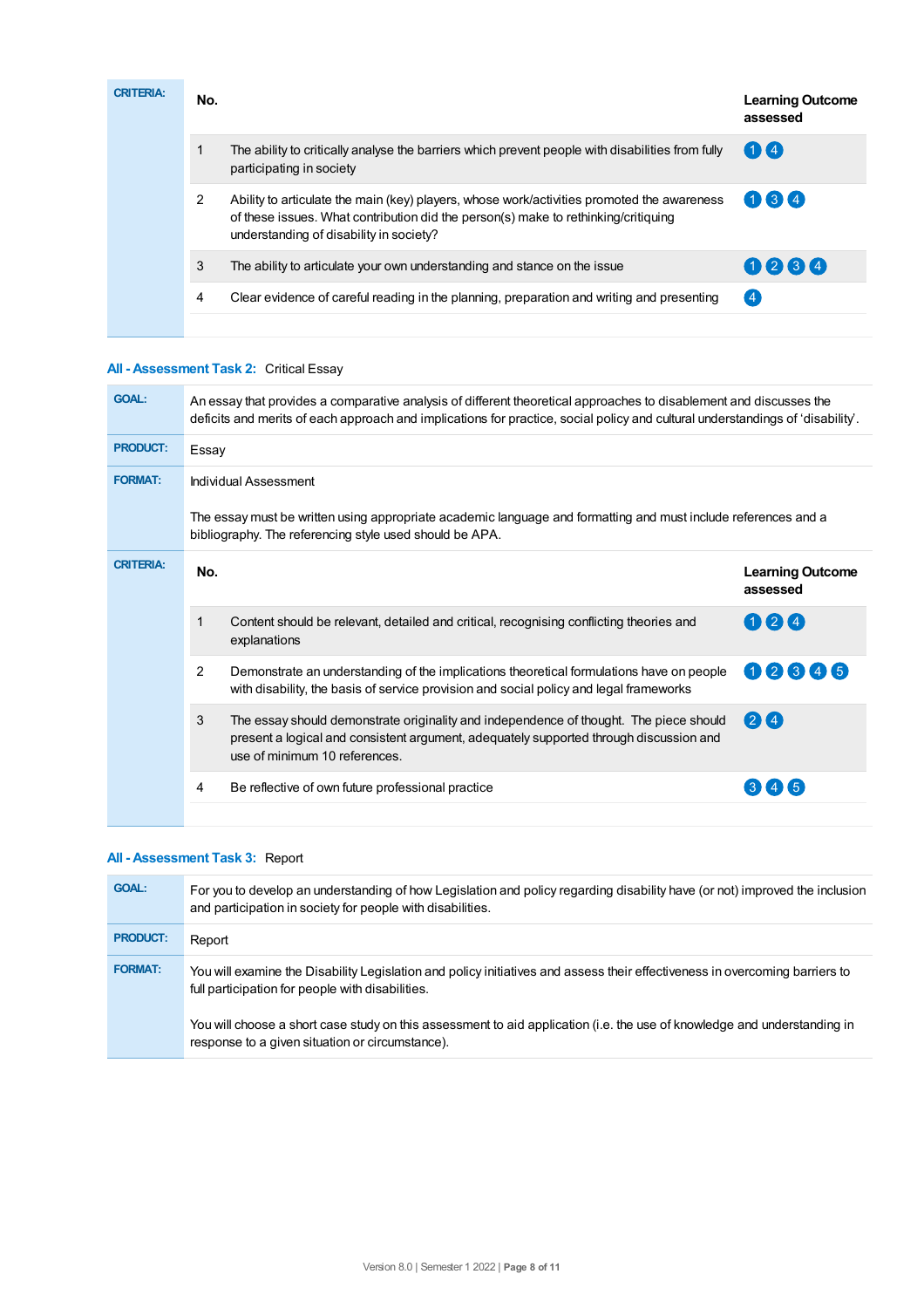**CRITERIA:**

| No. | | Learning Outcome assessed |
| --- | --- | --- |
| 1 | The ability to critically analyse the barriers which prevent people with disabilities from fully participating in society | 1 4 |
| 2 | Ability to articulate the main (key) players, whose work/activities promoted the awareness of these issues. What contribution did the person(s) make to rethinking/critiquing understanding of disability in society? | 1 3 4 |
| 3 | The ability to articulate your own understanding and stance on the issue | 1 2 3 4 |
| 4 | Clear evidence of careful reading in the planning, preparation and writing and presenting | 4 |

### All - Assessment Task 2: Critical Essay

**GOAL:** An essay that provides a comparative analysis of different theoretical approaches to disablement and discusses the deficits and merits of each approach and implications for practice, social policy and cultural understandings of 'disability'.

**PRODUCT:** Essay

**FORMAT:** Individual Assessment

The essay must be written using appropriate academic language and formatting and must include references and a bibliography. The referencing style used should be APA.

**CRITERIA:**

| No. | | Learning Outcome assessed |
| --- | --- | --- |
| 1 | Content should be relevant, detailed and critical, recognising conflicting theories and explanations | 1 2 4 |
| 2 | Demonstrate an understanding of the implications theoretical formulations have on people with disability, the basis of service provision and social policy and legal frameworks | 1 2 3 4 5 |
| 3 | The essay should demonstrate originality and independence of thought. The piece should present a logical and consistent argument, adequately supported through discussion and use of minimum 10 references. | 2 4 |
| 4 | Be reflective of own future professional practice | 3 4 5 |

### All - Assessment Task 3: Report

**GOAL:** For you to develop an understanding of how Legislation and policy regarding disability have (or not) improved the inclusion and participation in society for people with disabilities.

**PRODUCT:** Report

**FORMAT:** You will examine the Disability Legislation and policy initiatives and assess their effectiveness in overcoming barriers to full participation for people with disabilities.

You will choose a short case study on this assessment to aid application (i.e. the use of knowledge and understanding in response to a given situation or circumstance).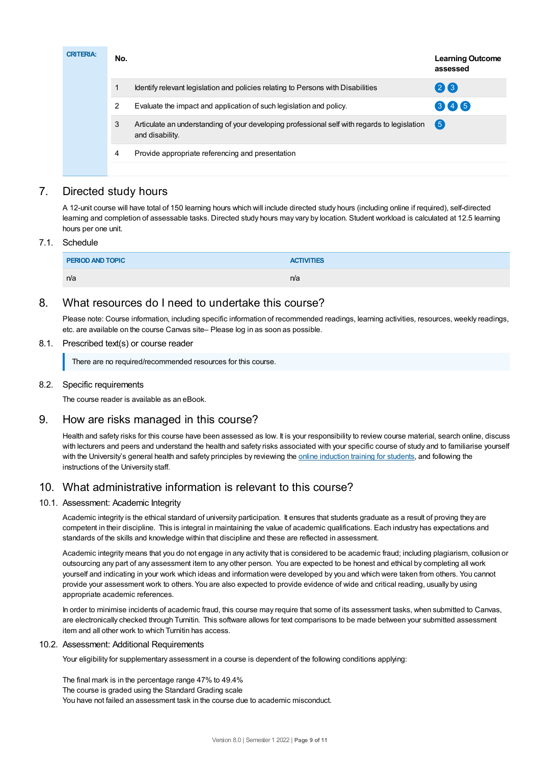| CRITERIA: | No. | | Learning Outcome assessed |
|---|---|---|---|
| | 1 | Identify relevant legislation and policies relating to Persons with Disabilities | 2 3 |
| | 2 | Evaluate the impact and application of such legislation and policy. | 3 4 5 |
| | 3 | Articulate an understanding of your developing professional self with regards to legislation and disability. | 5 |
| | 4 | Provide appropriate referencing and presentation | |

## 7. Directed study hours

A 12-unit course will have total of 150 learning hours which will include directed study hours (including online if required), self-directed learning and completion of assessable tasks. Directed study hours may vary by location. Student workload is calculated at 12.5 learning hours per one unit.

### 7.1. Schedule

| PERIOD AND TOPIC | ACTIVITIES |
|---|---|
| n/a | n/a |

## 8. What resources do I need to undertake this course?

Please note: Course information, including specific information of recommended readings, learning activities, resources, weekly readings, etc. are available on the course Canvas site– Please log in as soon as possible.

### 8.1. Prescribed text(s) or course reader

There are no required/recommended resources for this course.

### 8.2. Specific requirements

The course reader is available as an eBook.

## 9. How are risks managed in this course?

Health and safety risks for this course have been assessed as low. It is your responsibility to review course material, search online, discuss with lecturers and peers and understand the health and safety risks associated with your specific course of study and to familiarise yourself with the University's general health and safety principles by reviewing the online induction training for students, and following the instructions of the University staff.

## 10. What administrative information is relevant to this course?

### 10.1. Assessment: Academic Integrity

Academic integrity is the ethical standard of university participation. It ensures that students graduate as a result of proving they are competent in their discipline. This is integral in maintaining the value of academic qualifications. Each industry has expectations and standards of the skills and knowledge within that discipline and these are reflected in assessment.

Academic integrity means that you do not engage in any activity that is considered to be academic fraud; including plagiarism, collusion or outsourcing any part of any assessment item to any other person. You are expected to be honest and ethical by completing all work yourself and indicating in your work which ideas and information were developed by you and which were taken from others. You cannot provide your assessment work to others. You are also expected to provide evidence of wide and critical reading, usually by using appropriate academic references.

In order to minimise incidents of academic fraud, this course may require that some of its assessment tasks, when submitted to Canvas, are electronically checked through Turnitin. This software allows for text comparisons to be made between your submitted assessment item and all other work to which Turnitin has access.

### 10.2. Assessment: Additional Requirements

Your eligibility for supplementary assessment in a course is dependent of the following conditions applying:

The final mark is in the percentage range 47% to 49.4%
The course is graded using the Standard Grading scale
You have not failed an assessment task in the course due to academic misconduct.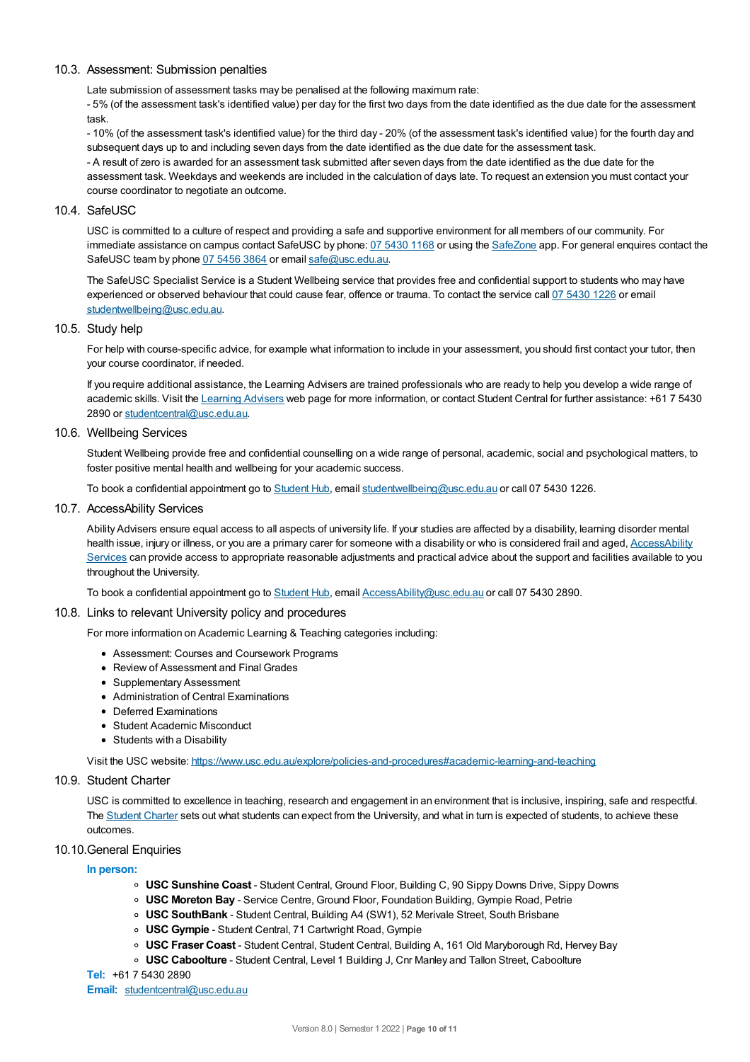### 10.3. Assessment: Submission penalties

Late submission of assessment tasks may be penalised at the following maximum rate:
- 5% (of the assessment task's identified value) per day for the first two days from the date identified as the due date for the assessment task.
- 10% (of the assessment task's identified value) for the third day - 20% (of the assessment task's identified value) for the fourth day and subsequent days up to and including seven days from the date identified as the due date for the assessment task.
- A result of zero is awarded for an assessment task submitted after seven days from the date identified as the due date for the assessment task. Weekdays and weekends are included in the calculation of days late. To request an extension you must contact your course coordinator to negotiate an outcome.

### 10.4. SafeUSC

USC is committed to a culture of respect and providing a safe and supportive environment for all members of our community. For immediate assistance on campus contact SafeUSC by phone: 07 5430 1168 or using the SafeZone app. For general enquires contact the SafeUSC team by phone 07 5456 3864 or email safe@usc.edu.au.

The SafeUSC Specialist Service is a Student Wellbeing service that provides free and confidential support to students who may have experienced or observed behaviour that could cause fear, offence or trauma. To contact the service call 07 5430 1226 or email studentwellbeing@usc.edu.au.

### 10.5. Study help

For help with course-specific advice, for example what information to include in your assessment, you should first contact your tutor, then your course coordinator, if needed.

If you require additional assistance, the Learning Advisers are trained professionals who are ready to help you develop a wide range of academic skills. Visit the Learning Advisers web page for more information, or contact Student Central for further assistance: +61 7 5430 2890 or studentcentral@usc.edu.au.

### 10.6. Wellbeing Services

Student Wellbeing provide free and confidential counselling on a wide range of personal, academic, social and psychological matters, to foster positive mental health and wellbeing for your academic success.

To book a confidential appointment go to Student Hub, email studentwellbeing@usc.edu.au or call 07 5430 1226.

### 10.7. AccessAbility Services

Ability Advisers ensure equal access to all aspects of university life. If your studies are affected by a disability, learning disorder mental health issue, injury or illness, or you are a primary carer for someone with a disability or who is considered frail and aged, AccessAbility Services can provide access to appropriate reasonable adjustments and practical advice about the support and facilities available to you throughout the University.

To book a confidential appointment go to Student Hub, email AccessAbility@usc.edu.au or call 07 5430 2890.

### 10.8. Links to relevant University policy and procedures

For more information on Academic Learning & Teaching categories including:

- Assessment: Courses and Coursework Programs
- Review of Assessment and Final Grades
- Supplementary Assessment
- Administration of Central Examinations
- Deferred Examinations
- Student Academic Misconduct
- Students with a Disability

Visit the USC website: https://www.usc.edu.au/explore/policies-and-procedures#academic-learning-and-teaching

### 10.9. Student Charter

USC is committed to excellence in teaching, research and engagement in an environment that is inclusive, inspiring, safe and respectful. The Student Charter sets out what students can expect from the University, and what in turn is expected of students, to achieve these outcomes.

### 10.10. General Enquiries

**In person:**

- **USC Sunshine Coast** - Student Central, Ground Floor, Building C, 90 Sippy Downs Drive, Sippy Downs
- **USC Moreton Bay** - Service Centre, Ground Floor, Foundation Building, Gympie Road, Petrie
- **USC SouthBank** - Student Central, Building A4 (SW1), 52 Merivale Street, South Brisbane
- **USC Gympie** - Student Central, 71 Cartwright Road, Gympie
- **USC Fraser Coast** - Student Central, Student Central, Building A, 161 Old Maryborough Rd, Hervey Bay
- **USC Caboolture** - Student Central, Level 1 Building J, Cnr Manley and Tallon Street, Caboolture

**Tel:** +61 7 5430 2890

**Email:** studentcentral@usc.edu.au